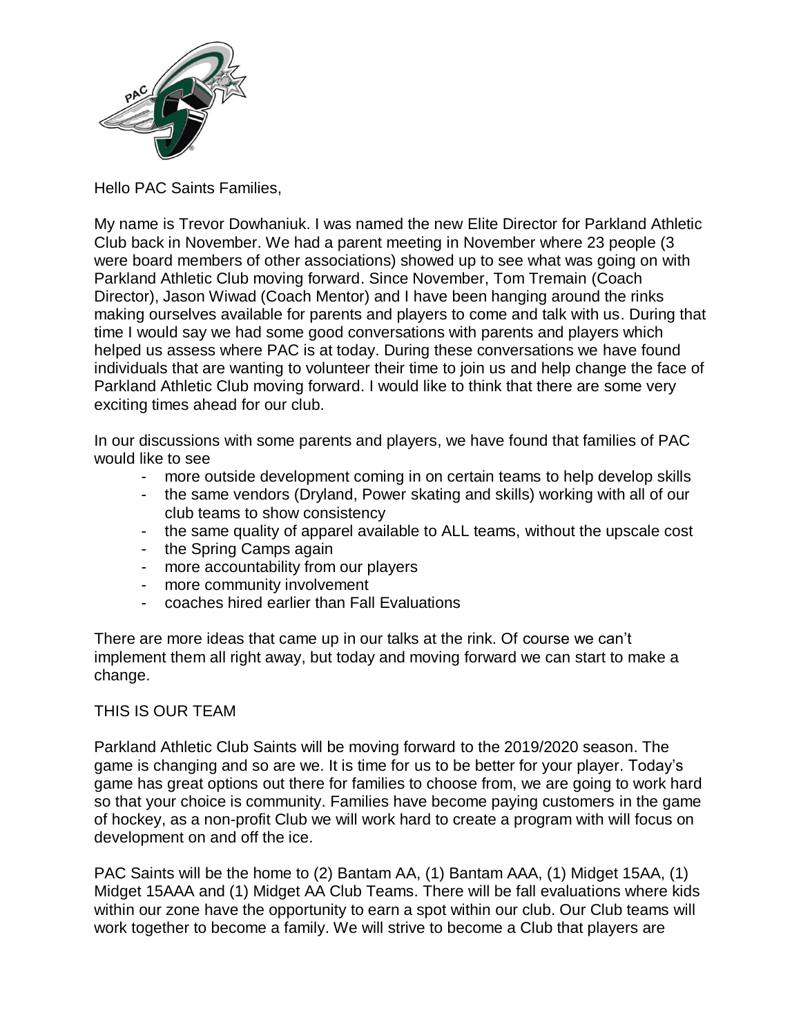Hello PAC Saints Families,

My name is Trevor Dowhaniuk. I was named the new Elite Director for Parkland Athletic Club back in November. We had a parent meeting in November where 23 people (3 were board members of other associations) showed up to see what was going on with Parkland Athletic Club moving forward. Since November, Tom Tremain (Coach Director), Jason Wiwad (Coach Mentor) and I have been hanging around the rinks making ourselves available for parents and players to come and talk with us. During that time I would say we had some good conversations with parents and players which helped us assess where PAC is at today. During these conversations we have found individuals that are wanting to volunteer their time to join us and help change the face of Parkland Athletic Club moving forward. I would like to think that there are some very exciting times ahead for our club.

In our discussions with some parents and players, we have found that families of PAC would like to see

- more outside development coming in on certain teams to help develop skills
- the same vendors (Dryland, Power skating and skills) working with all of our club teams to show consistency
- the same quality of apparel available to ALL teams, without the upscale cost
- the Spring Camps again
- more accountability from our players
- more community involvement
- coaches hired earlier than Fall Evaluations

There are more ideas that came up in our talks at the rink. Of course we can't implement them all right away, but today and moving forward we can start to make a change.

THIS IS OUR TEAM

Parkland Athletic Club Saints will be moving forward to the 2019/2020 season. The game is changing and so are we. It is time for us to be better for your player. Today's game has great options out there for families to choose from, we are going to work hard so that your choice is community. Families have become paying customers in the game of hockey, as a non-profit Club we will work hard to create a program with will focus on development on and off the ice.

PAC Saints will be the home to (2) Bantam AA, (1) Bantam AAA, (1) Midget 15AA, (1) Midget 15AAA and (1) Midget AA Club Teams. There will be fall evaluations where kids within our zone have the opportunity to earn a spot within our club. Our Club teams will work together to become a family. We will strive to become a Club that players are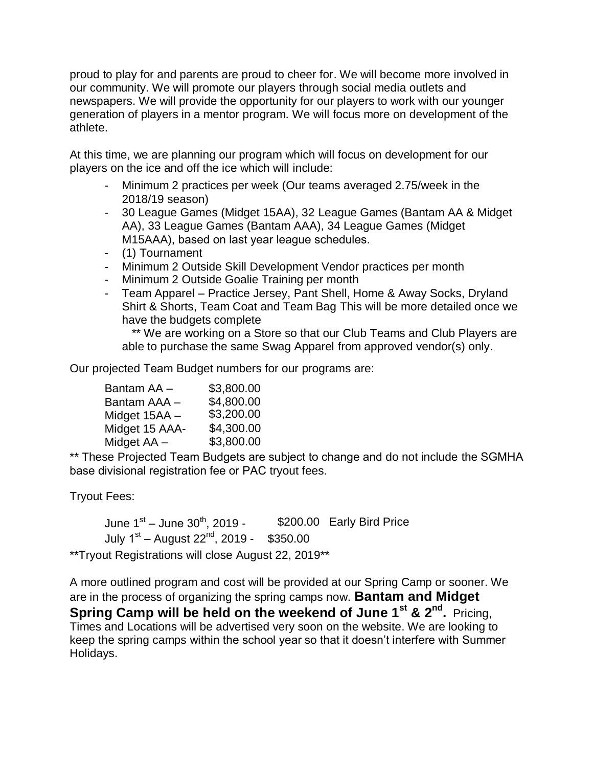proud to play for and parents are proud to cheer for. We will become more involved in our community. We will promote our players through social media outlets and newspapers. We will provide the opportunity for our players to work with our younger generation of players in a mentor program. We will focus more on development of the athlete.

At this time, we are planning our program which will focus on development for our players on the ice and off the ice which will include:

- Minimum 2 practices per week (Our teams averaged 2.75/week in the 2018/19 season)
- 30 League Games (Midget 15AA), 32 League Games (Bantam AA & Midget AA), 33 League Games (Bantam AAA), 34 League Games (Midget M15AAA), based on last year league schedules.
- (1) Tournament
- Minimum 2 Outside Skill Development Vendor practices per month
- Minimum 2 Outside Goalie Training per month
- Team Apparel – Practice Jersey, Pant Shell, Home & Away Socks, Dryland Shirt & Shorts, Team Coat and Team Bag This will be more detailed once we have the budgets complete

  ** We are working on a Store so that our Club Teams and Club Players are able to purchase the same Swag Apparel from approved vendor(s) only.

Our projected Team Budget numbers for our programs are:

| | |
|---|---|
| Bantam AA – | $3,800.00 |
| Bantam AAA – | $4,800.00 |
| Midget 15AA – | $3,200.00 |
| Midget 15 AAA- | $4,300.00 |
| Midget AA – | $3,800.00 |

** These Projected Team Budgets are subject to change and do not include the SGMHA base divisional registration fee or PAC tryout fees.

Tryout Fees:

June 1st – June 30th, 2019 - $200.00 Early Bird Price
July 1st – August 22nd, 2019 - $350.00

**Tryout Registrations will close August 22, 2019**

A more outlined program and cost will be provided at our Spring Camp or sooner. We are in the process of organizing the spring camps now. **Bantam and Midget Spring Camp will be held on the weekend of June 1st & 2nd.** Pricing, Times and Locations will be advertised very soon on the website. We are looking to keep the spring camps within the school year so that it doesn't interfere with Summer Holidays.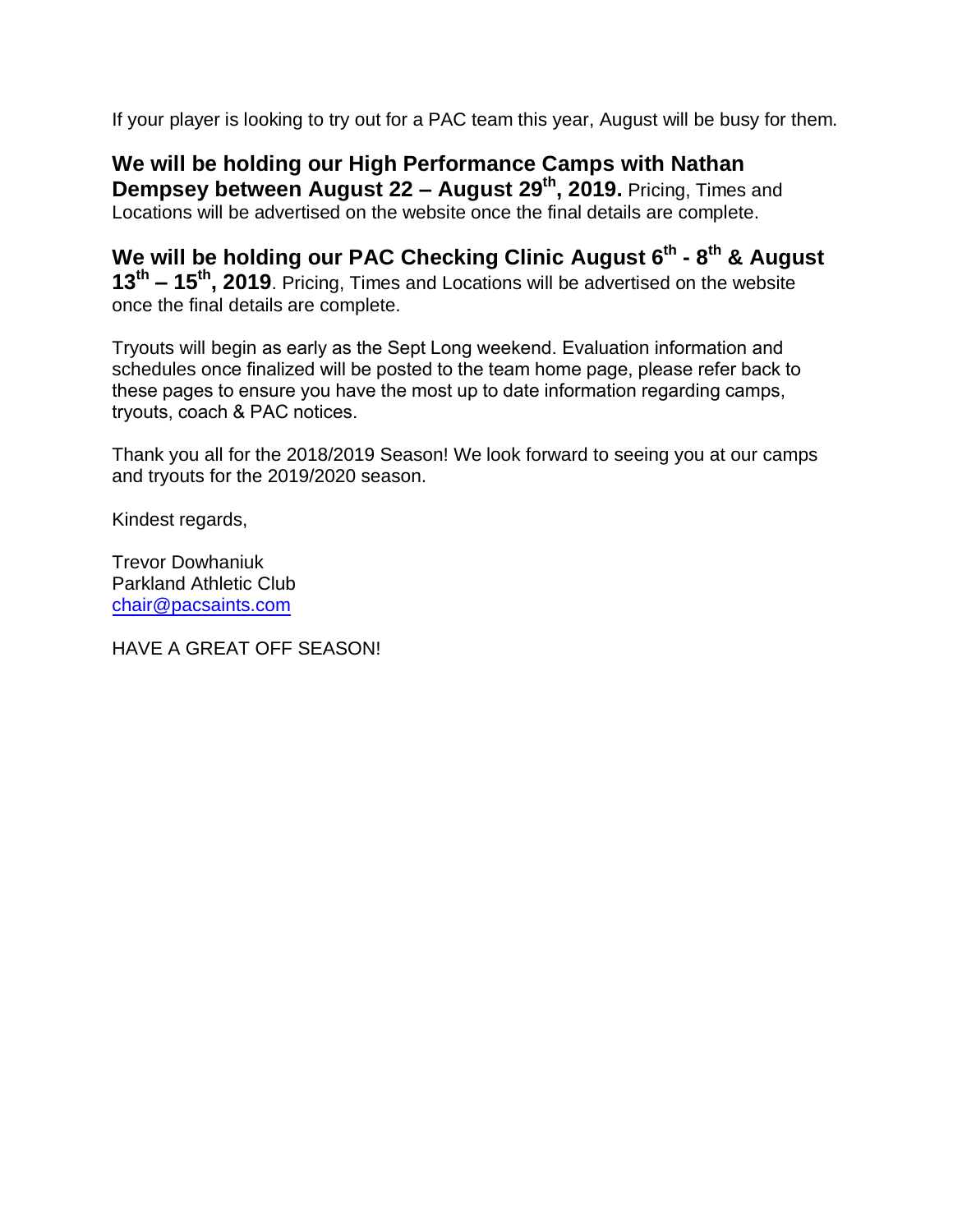If your player is looking to try out for a PAC team this year, August will be busy for them.

**We will be holding our High Performance Camps with Nathan Dempsey between August 22 – August 29th, 2019.** Pricing, Times and Locations will be advertised on the website once the final details are complete.

**We will be holding our PAC Checking Clinic August 6th - 8th & August 13th – 15th, 2019**. Pricing, Times and Locations will be advertised on the website once the final details are complete.

Tryouts will begin as early as the Sept Long weekend. Evaluation information and schedules once finalized will be posted to the team home page, please refer back to these pages to ensure you have the most up to date information regarding camps, tryouts, coach & PAC notices.

Thank you all for the 2018/2019 Season! We look forward to seeing you at our camps and tryouts for the 2019/2020 season.

Kindest regards,

Trevor Dowhaniuk
Parkland Athletic Club
chair@pacsaints.com

HAVE A GREAT OFF SEASON!